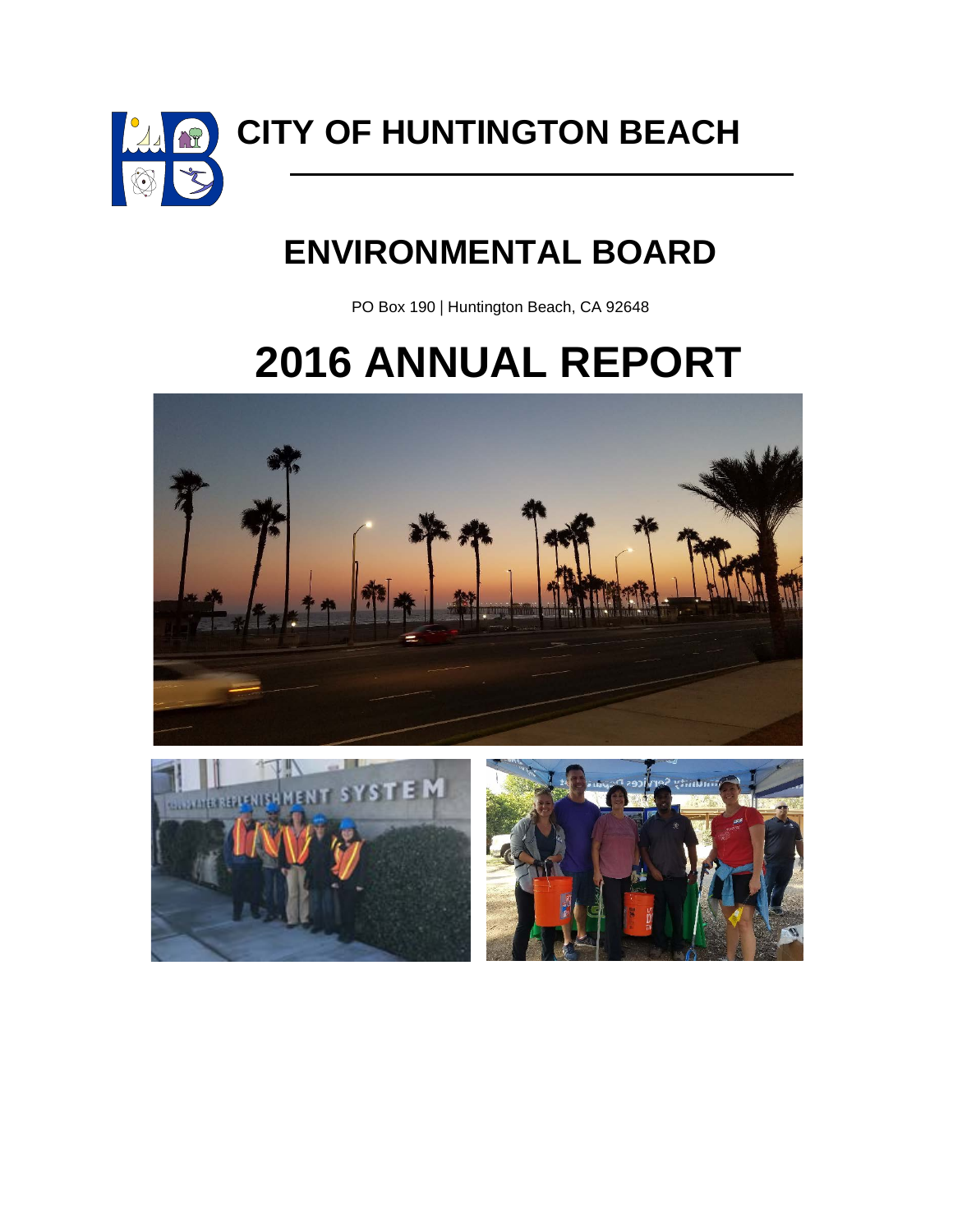# CITY OF HUNTINGTON BEACH

# ENVIRONMENTAL BOARD

PO Box 190 | Huntington Beach, CA 92648

# 2016 ANNUAL REPORT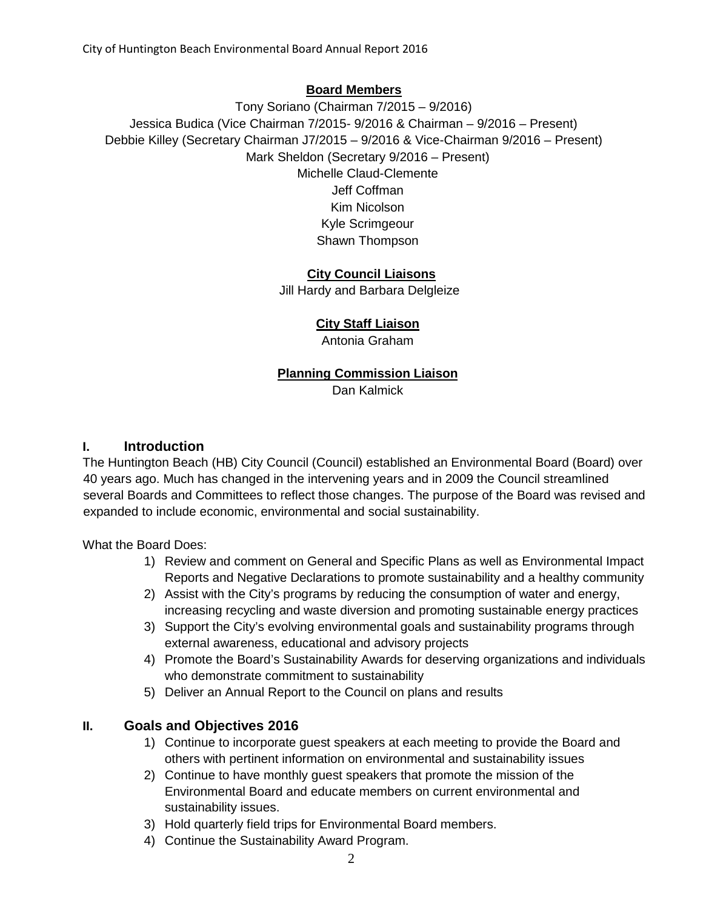**Board Members**

Tony Soriano (Chairman 7/2015 – 9/2016)
Jessica Budica (Vice Chairman 7/2015- 9/2016 & Chairman – 9/2016 – Present)
Debbie Killey (Secretary Chairman J7/2015 – 9/2016 & Vice-Chairman 9/2016 – Present)
Mark Sheldon (Secretary 9/2016 – Present)
Michelle Claud-Clemente
Jeff Coffman
Kim Nicolson
Kyle Scrimgeour
Shawn Thompson

**City Council Liaisons**

Jill Hardy and Barbara Delgleize

**City Staff Liaison**

Antonia Graham

**Planning Commission Liaison**

Dan Kalmick

## I. Introduction

The Huntington Beach (HB) City Council (Council) established an Environmental Board (Board) over 40 years ago. Much has changed in the intervening years and in 2009 the Council streamlined several Boards and Committees to reflect those changes. The purpose of the Board was revised and expanded to include economic, environmental and social sustainability.

What the Board Does:

1) Review and comment on General and Specific Plans as well as Environmental Impact Reports and Negative Declarations to promote sustainability and a healthy community
2) Assist with the City's programs by reducing the consumption of water and energy, increasing recycling and waste diversion and promoting sustainable energy practices
3) Support the City's evolving environmental goals and sustainability programs through external awareness, educational and advisory projects
4) Promote the Board's Sustainability Awards for deserving organizations and individuals who demonstrate commitment to sustainability
5) Deliver an Annual Report to the Council on plans and results

## II. Goals and Objectives 2016

1) Continue to incorporate guest speakers at each meeting to provide the Board and others with pertinent information on environmental and sustainability issues
2) Continue to have monthly guest speakers that promote the mission of the Environmental Board and educate members on current environmental and sustainability issues.
3) Hold quarterly field trips for Environmental Board members.
4) Continue the Sustainability Award Program.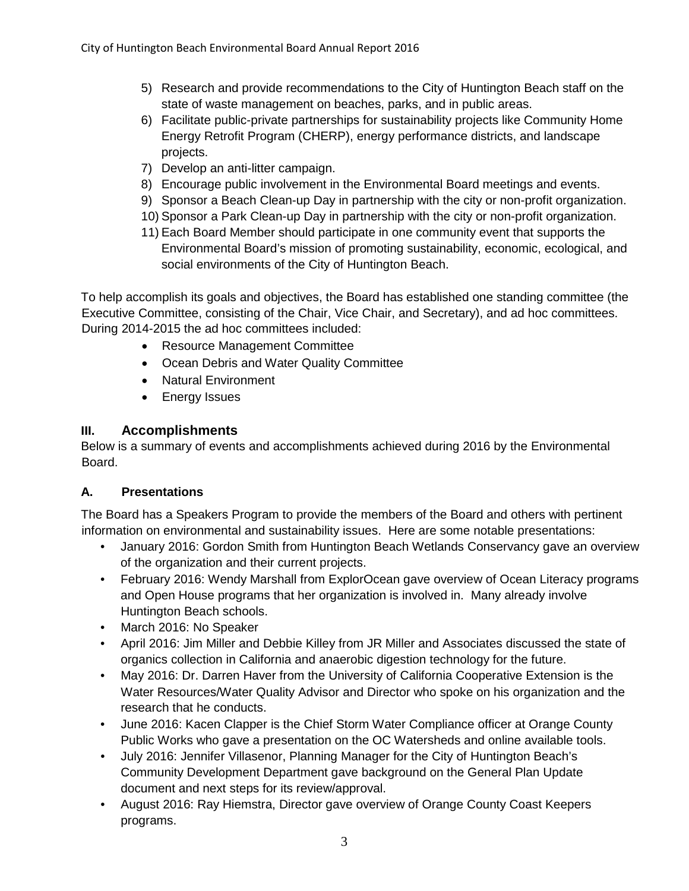5) Research and provide recommendations to the City of Huntington Beach staff on the state of waste management on beaches, parks, and in public areas.
6) Facilitate public-private partnerships for sustainability projects like Community Home Energy Retrofit Program (CHERP), energy performance districts, and landscape projects.
7) Develop an anti-litter campaign.
8) Encourage public involvement in the Environmental Board meetings and events.
9) Sponsor a Beach Clean-up Day in partnership with the city or non-profit organization.
10) Sponsor a Park Clean-up Day in partnership with the city or non-profit organization.
11) Each Board Member should participate in one community event that supports the Environmental Board's mission of promoting sustainability, economic, ecological, and social environments of the City of Huntington Beach.

To help accomplish its goals and objectives, the Board has established one standing committee (the Executive Committee, consisting of the Chair, Vice Chair, and Secretary), and ad hoc committees. During 2014-2015 the ad hoc committees included:

- Resource Management Committee
- Ocean Debris and Water Quality Committee
- Natural Environment
- Energy Issues

## III. Accomplishments

Below is a summary of events and accomplishments achieved during 2016 by the Environmental Board.

### A. Presentations

The Board has a Speakers Program to provide the members of the Board and others with pertinent information on environmental and sustainability issues. Here are some notable presentations:

- January 2016: Gordon Smith from Huntington Beach Wetlands Conservancy gave an overview of the organization and their current projects.
- February 2016: Wendy Marshall from ExplorOcean gave overview of Ocean Literacy programs and Open House programs that her organization is involved in. Many already involve Huntington Beach schools.
- March 2016: No Speaker
- April 2016: Jim Miller and Debbie Killey from JR Miller and Associates discussed the state of organics collection in California and anaerobic digestion technology for the future.
- May 2016: Dr. Darren Haver from the University of California Cooperative Extension is the Water Resources/Water Quality Advisor and Director who spoke on his organization and the research that he conducts.
- June 2016: Kacen Clapper is the Chief Storm Water Compliance officer at Orange County Public Works who gave a presentation on the OC Watersheds and online available tools.
- July 2016: Jennifer Villasenor, Planning Manager for the City of Huntington Beach's Community Development Department gave background on the General Plan Update document and next steps for its review/approval.
- August 2016: Ray Hiemstra, Director gave overview of Orange County Coast Keepers programs.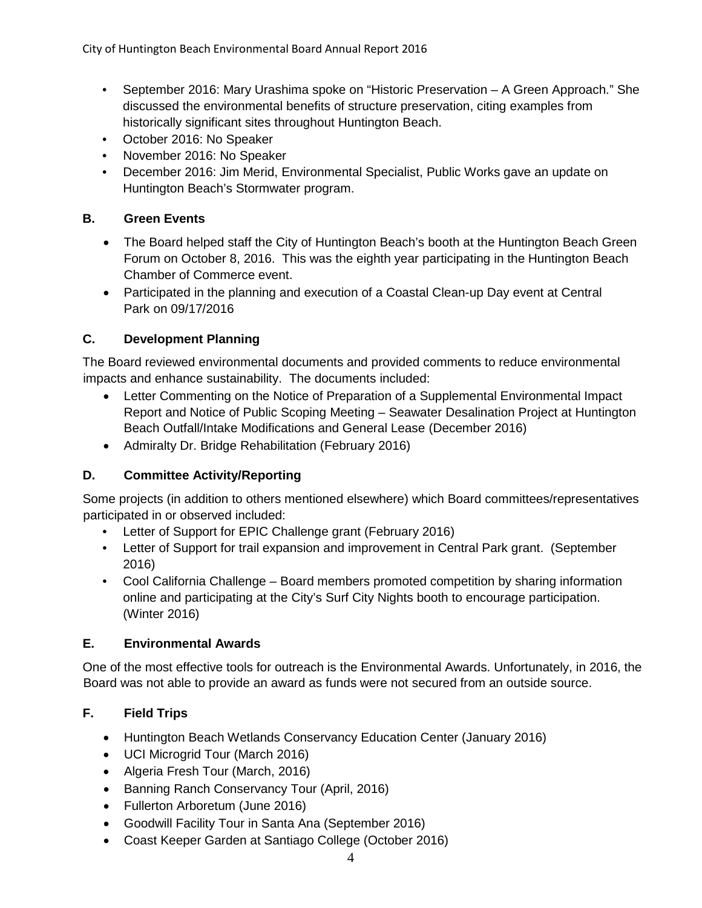- September 2016: Mary Urashima spoke on "Historic Preservation – A Green Approach." She discussed the environmental benefits of structure preservation, citing examples from historically significant sites throughout Huntington Beach.
- October 2016: No Speaker
- November 2016: No Speaker
- December 2016: Jim Merid, Environmental Specialist, Public Works gave an update on Huntington Beach's Stormwater program.

## B. Green Events

- The Board helped staff the City of Huntington Beach's booth at the Huntington Beach Green Forum on October 8, 2016. This was the eighth year participating in the Huntington Beach Chamber of Commerce event.
- Participated in the planning and execution of a Coastal Clean-up Day event at Central Park on 09/17/2016

## C. Development Planning

The Board reviewed environmental documents and provided comments to reduce environmental impacts and enhance sustainability. The documents included:

- Letter Commenting on the Notice of Preparation of a Supplemental Environmental Impact Report and Notice of Public Scoping Meeting – Seawater Desalination Project at Huntington Beach Outfall/Intake Modifications and General Lease (December 2016)
- Admiralty Dr. Bridge Rehabilitation (February 2016)

## D. Committee Activity/Reporting

Some projects (in addition to others mentioned elsewhere) which Board committees/representatives participated in or observed included:

- Letter of Support for EPIC Challenge grant (February 2016)
- Letter of Support for trail expansion and improvement in Central Park grant. (September 2016)
- Cool California Challenge – Board members promoted competition by sharing information online and participating at the City's Surf City Nights booth to encourage participation. (Winter 2016)

## E. Environmental Awards

One of the most effective tools for outreach is the Environmental Awards. Unfortunately, in 2016, the Board was not able to provide an award as funds were not secured from an outside source.

## F. Field Trips

- Huntington Beach Wetlands Conservancy Education Center (January 2016)
- UCI Microgrid Tour (March 2016)
- Algeria Fresh Tour (March, 2016)
- Banning Ranch Conservancy Tour (April, 2016)
- Fullerton Arboretum (June 2016)
- Goodwill Facility Tour in Santa Ana (September 2016)
- Coast Keeper Garden at Santiago College (October 2016)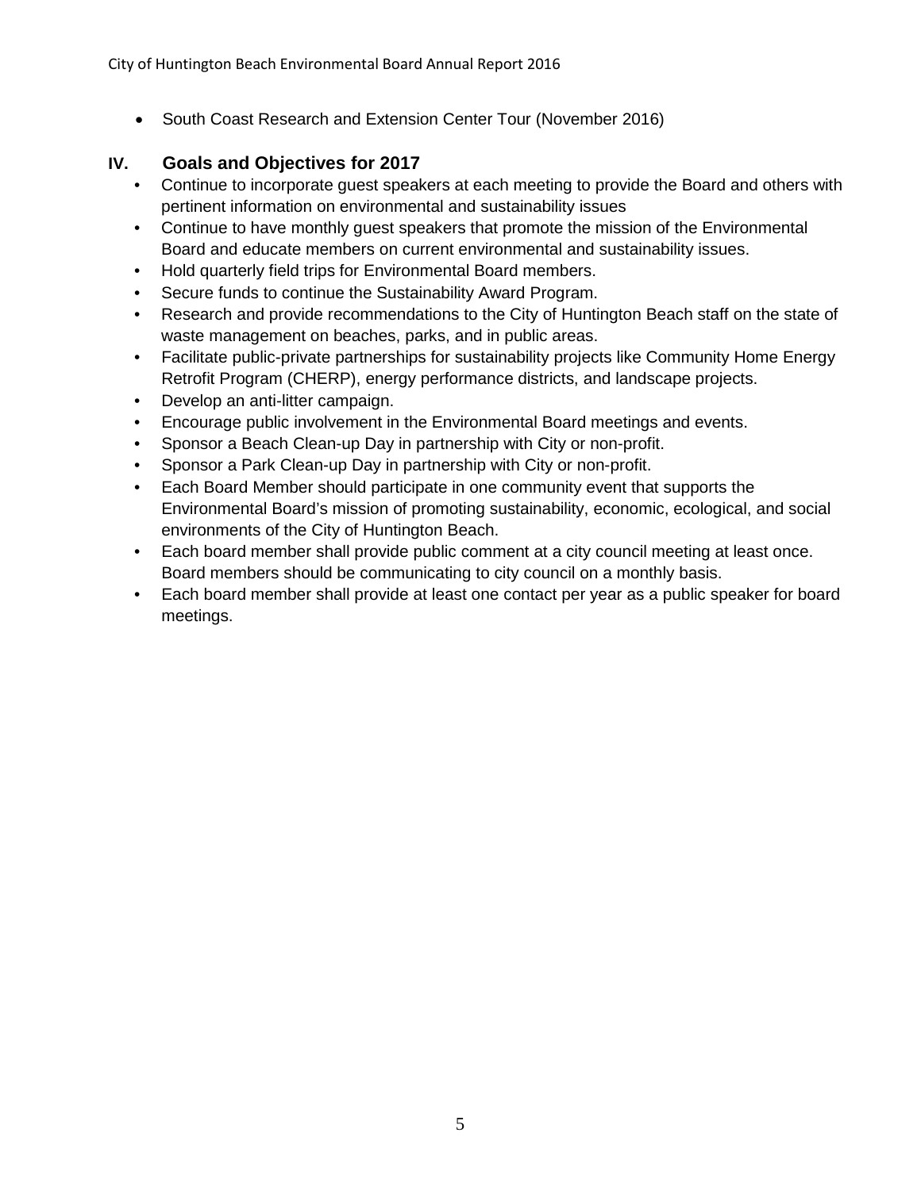- South Coast Research and Extension Center Tour (November 2016)

## IV. Goals and Objectives for 2017

- Continue to incorporate guest speakers at each meeting to provide the Board and others with pertinent information on environmental and sustainability issues
- Continue to have monthly guest speakers that promote the mission of the Environmental Board and educate members on current environmental and sustainability issues.
- Hold quarterly field trips for Environmental Board members.
- Secure funds to continue the Sustainability Award Program.
- Research and provide recommendations to the City of Huntington Beach staff on the state of waste management on beaches, parks, and in public areas.
- Facilitate public-private partnerships for sustainability projects like Community Home Energy Retrofit Program (CHERP), energy performance districts, and landscape projects.
- Develop an anti-litter campaign.
- Encourage public involvement in the Environmental Board meetings and events.
- Sponsor a Beach Clean-up Day in partnership with City or non-profit.
- Sponsor a Park Clean-up Day in partnership with City or non-profit.
- Each Board Member should participate in one community event that supports the Environmental Board's mission of promoting sustainability, economic, ecological, and social environments of the City of Huntington Beach.
- Each board member shall provide public comment at a city council meeting at least once. Board members should be communicating to city council on a monthly basis.
- Each board member shall provide at least one contact per year as a public speaker for board meetings.